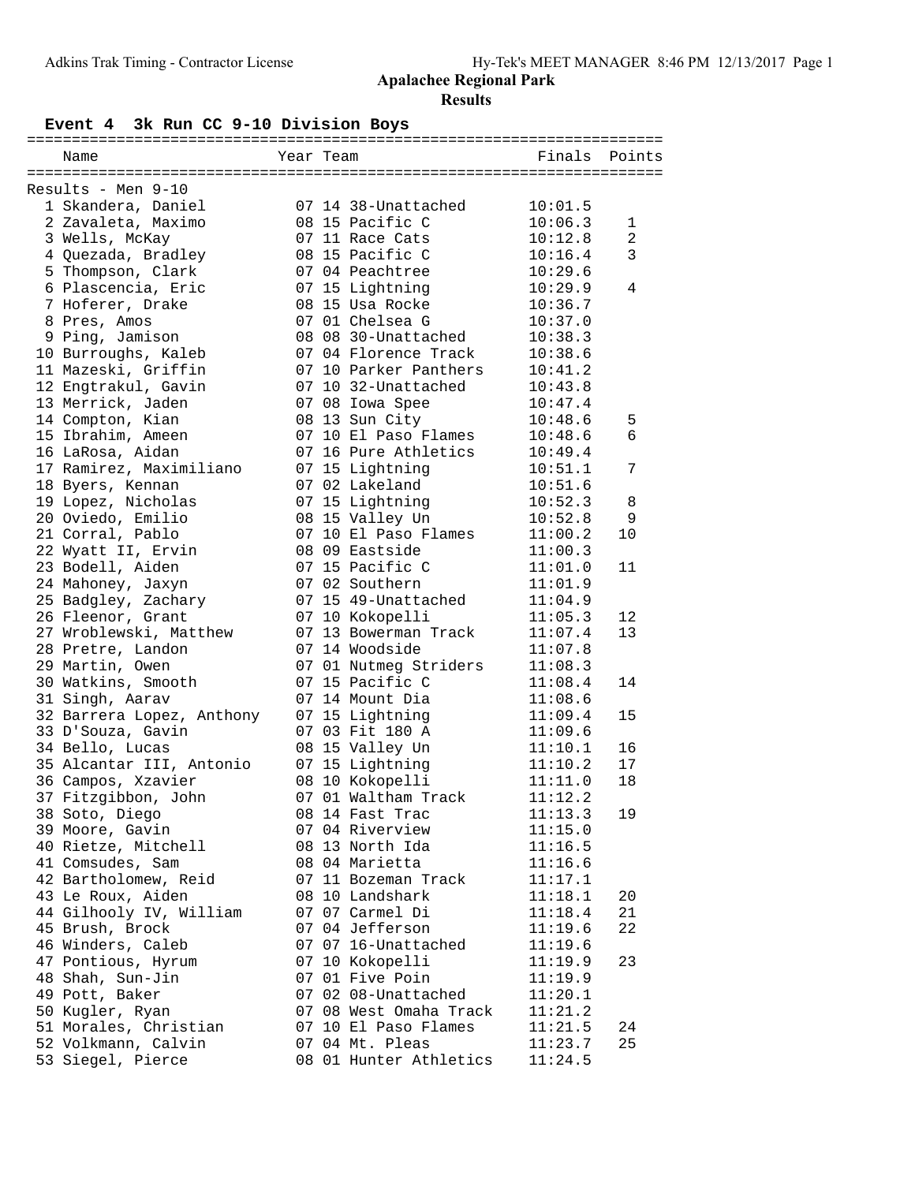# Apalachee Regional Park

## Results

### Event 4 3k Run CC 9-10 Division Boys

Results - Men 9-10

| | Name | Year | Team | Finals | Points |
|---|---|---|---|---|---|
| 1 | Skandera, Daniel | 07 | 14 38-Unattached | 10:01.5 | |
| 2 | Zavaleta, Maximo | 08 | 15 Pacific C | 10:06.3 | 1 |
| 3 | Wells, McKay | 07 | 11 Race Cats | 10:12.8 | 2 |
| 4 | Quezada, Bradley | 08 | 15 Pacific C | 10:16.4 | 3 |
| 5 | Thompson, Clark | 07 | 04 Peachtree | 10:29.6 | |
| 6 | Plascencia, Eric | 07 | 15 Lightning | 10:29.9 | 4 |
| 7 | Hoferer, Drake | 08 | 15 Usa Rocke | 10:36.7 | |
| 8 | Pres, Amos | 07 | 01 Chelsea G | 10:37.0 | |
| 9 | Ping, Jamison | 08 | 08 30-Unattached | 10:38.3 | |
| 10 | Burroughs, Kaleb | 07 | 04 Florence Track | 10:38.6 | |
| 11 | Mazeski, Griffin | 07 | 10 Parker Panthers | 10:41.2 | |
| 12 | Engtrakul, Gavin | 07 | 10 32-Unattached | 10:43.8 | |
| 13 | Merrick, Jaden | 07 | 08 Iowa Spee | 10:47.4 | |
| 14 | Compton, Kian | 08 | 13 Sun City | 10:48.6 | 5 |
| 15 | Ibrahim, Ameen | 07 | 10 El Paso Flames | 10:48.6 | 6 |
| 16 | LaRosa, Aidan | 07 | 16 Pure Athletics | 10:49.4 | |
| 17 | Ramirez, Maximiliano | 07 | 15 Lightning | 10:51.1 | 7 |
| 18 | Byers, Kennan | 07 | 02 Lakeland | 10:51.6 | |
| 19 | Lopez, Nicholas | 07 | 15 Lightning | 10:52.3 | 8 |
| 20 | Oviedo, Emilio | 08 | 15 Valley Un | 10:52.8 | 9 |
| 21 | Corral, Pablo | 07 | 10 El Paso Flames | 11:00.2 | 10 |
| 22 | Wyatt II, Ervin | 08 | 09 Eastside | 11:00.3 | |
| 23 | Bodell, Aiden | 07 | 15 Pacific C | 11:01.0 | 11 |
| 24 | Mahoney, Jaxyn | 07 | 02 Southern | 11:01.9 | |
| 25 | Badgley, Zachary | 07 | 15 49-Unattached | 11:04.9 | |
| 26 | Fleenor, Grant | 07 | 10 Kokopelli | 11:05.3 | 12 |
| 27 | Wroblewski, Matthew | 07 | 13 Bowerman Track | 11:07.4 | 13 |
| 28 | Pretre, Landon | 07 | 14 Woodside | 11:07.8 | |
| 29 | Martin, Owen | 07 | 01 Nutmeg Striders | 11:08.3 | |
| 30 | Watkins, Smooth | 07 | 15 Pacific C | 11:08.4 | 14 |
| 31 | Singh, Aarav | 07 | 14 Mount Dia | 11:08.6 | |
| 32 | Barrera Lopez, Anthony | 07 | 15 Lightning | 11:09.4 | 15 |
| 33 | D'Souza, Gavin | 07 | 03 Fit 180 A | 11:09.6 | |
| 34 | Bello, Lucas | 08 | 15 Valley Un | 11:10.1 | 16 |
| 35 | Alcantar III, Antonio | 07 | 15 Lightning | 11:10.2 | 17 |
| 36 | Campos, Xzavier | 08 | 10 Kokopelli | 11:11.0 | 18 |
| 37 | Fitzgibbon, John | 07 | 01 Waltham Track | 11:12.2 | |
| 38 | Soto, Diego | 08 | 14 Fast Trac | 11:13.3 | 19 |
| 39 | Moore, Gavin | 07 | 04 Riverview | 11:15.0 | |
| 40 | Rietze, Mitchell | 08 | 13 North Ida | 11:16.5 | |
| 41 | Comsudes, Sam | 08 | 04 Marietta | 11:16.6 | |
| 42 | Bartholomew, Reid | 07 | 11 Bozeman Track | 11:17.1 | |
| 43 | Le Roux, Aiden | 08 | 10 Landshark | 11:18.1 | 20 |
| 44 | Gilhooly IV, William | 07 | 07 Carmel Di | 11:18.4 | 21 |
| 45 | Brush, Brock | 07 | 04 Jefferson | 11:19.6 | 22 |
| 46 | Winders, Caleb | 07 | 07 16-Unattached | 11:19.6 | |
| 47 | Pontious, Hyrum | 07 | 10 Kokopelli | 11:19.9 | 23 |
| 48 | Shah, Sun-Jin | 07 | 01 Five Poin | 11:19.9 | |
| 49 | Pott, Baker | 07 | 02 08-Unattached | 11:20.1 | |
| 50 | Kugler, Ryan | 07 | 08 West Omaha Track | 11:21.2 | |
| 51 | Morales, Christian | 07 | 10 El Paso Flames | 11:21.5 | 24 |
| 52 | Volkmann, Calvin | 07 | 04 Mt. Pleas | 11:23.7 | 25 |
| 53 | Siegel, Pierce | 08 | 01 Hunter Athletics | 11:24.5 | |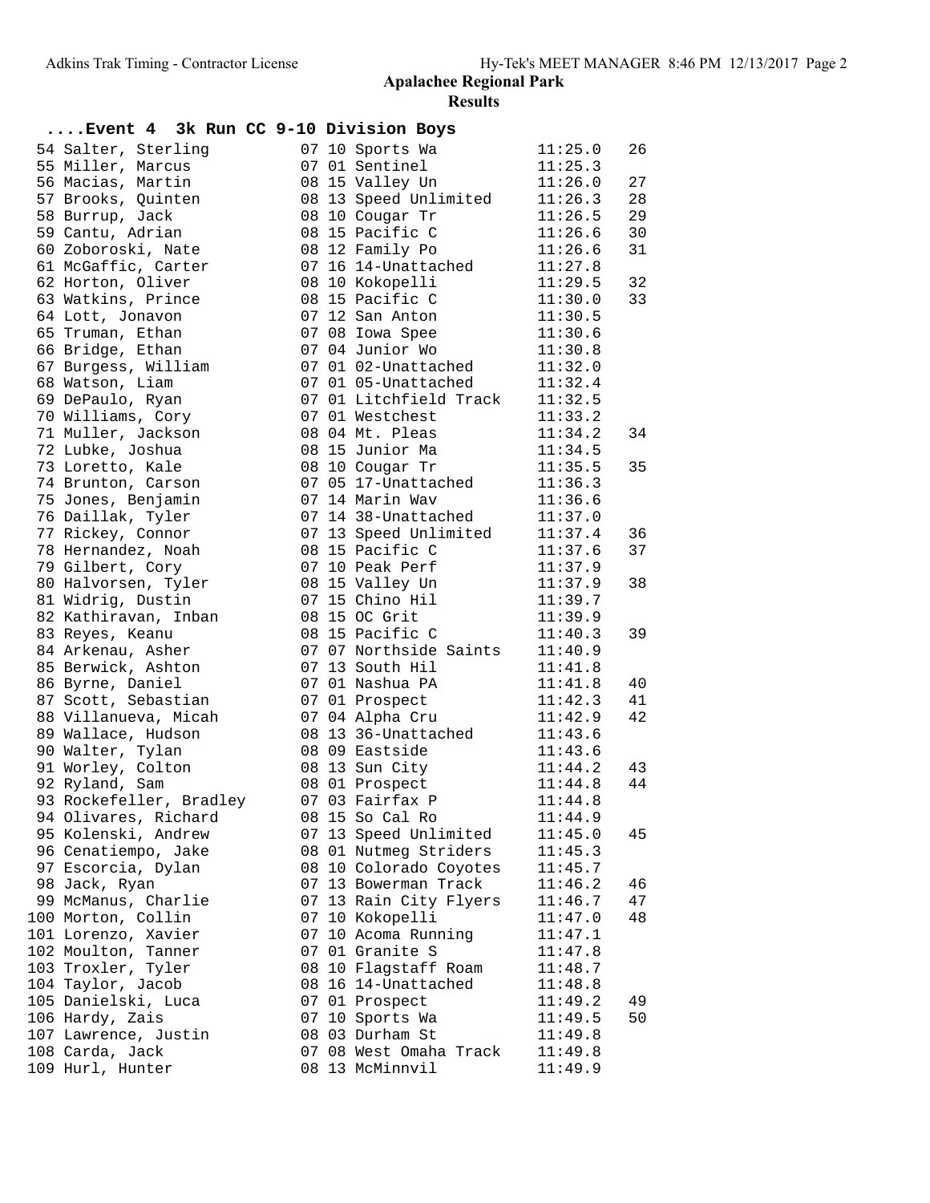## Apalachee Regional Park

### Results

#### ....Event 4 3k Run CC 9-10 Division Boys

| Place | Name | Age | Grade | Team | Time | Points |
|---|---|---|---|---|---|---|
| 54 | Salter, Sterling | 07 | 10 | Sports Wa | 11:25.0 | 26 |
| 55 | Miller, Marcus | 07 | 01 | Sentinel | 11:25.3 | |
| 56 | Macias, Martin | 08 | 15 | Valley Un | 11:26.0 | 27 |
| 57 | Brooks, Quinten | 08 | 13 | Speed Unlimited | 11:26.3 | 28 |
| 58 | Burrup, Jack | 08 | 10 | Cougar Tr | 11:26.5 | 29 |
| 59 | Cantu, Adrian | 08 | 15 | Pacific C | 11:26.6 | 30 |
| 60 | Zoboroski, Nate | 08 | 12 | Family Po | 11:26.6 | 31 |
| 61 | McGaffic, Carter | 07 | 16 | 14-Unattached | 11:27.8 | |
| 62 | Horton, Oliver | 08 | 10 | Kokopelli | 11:29.5 | 32 |
| 63 | Watkins, Prince | 08 | 15 | Pacific C | 11:30.0 | 33 |
| 64 | Lott, Jonavon | 07 | 12 | San Anton | 11:30.5 | |
| 65 | Truman, Ethan | 07 | 08 | Iowa Spee | 11:30.6 | |
| 66 | Bridge, Ethan | 07 | 04 | Junior Wo | 11:30.8 | |
| 67 | Burgess, William | 07 | 01 | 02-Unattached | 11:32.0 | |
| 68 | Watson, Liam | 07 | 01 | 05-Unattached | 11:32.4 | |
| 69 | DePaulo, Ryan | 07 | 01 | Litchfield Track | 11:32.5 | |
| 70 | Williams, Cory | 07 | 01 | Westchest | 11:33.2 | |
| 71 | Muller, Jackson | 08 | 04 | Mt. Pleas | 11:34.2 | 34 |
| 72 | Lubke, Joshua | 08 | 15 | Junior Ma | 11:34.5 | |
| 73 | Loretto, Kale | 08 | 10 | Cougar Tr | 11:35.5 | 35 |
| 74 | Brunton, Carson | 07 | 05 | 17-Unattached | 11:36.3 | |
| 75 | Jones, Benjamin | 07 | 14 | Marin Wav | 11:36.6 | |
| 76 | Daillak, Tyler | 07 | 14 | 38-Unattached | 11:37.0 | |
| 77 | Rickey, Connor | 07 | 13 | Speed Unlimited | 11:37.4 | 36 |
| 78 | Hernandez, Noah | 08 | 15 | Pacific C | 11:37.6 | 37 |
| 79 | Gilbert, Cory | 07 | 10 | Peak Perf | 11:37.9 | |
| 80 | Halvorsen, Tyler | 08 | 15 | Valley Un | 11:37.9 | 38 |
| 81 | Widrig, Dustin | 07 | 15 | Chino Hil | 11:39.7 | |
| 82 | Kathiravan, Inban | 08 | 15 | OC Grit | 11:39.9 | |
| 83 | Reyes, Keanu | 08 | 15 | Pacific C | 11:40.3 | 39 |
| 84 | Arkenau, Asher | 07 | 07 | Northside Saints | 11:40.9 | |
| 85 | Berwick, Ashton | 07 | 13 | South Hil | 11:41.8 | |
| 86 | Byrne, Daniel | 07 | 01 | Nashua PA | 11:41.8 | 40 |
| 87 | Scott, Sebastian | 07 | 01 | Prospect | 11:42.3 | 41 |
| 88 | Villanueva, Micah | 07 | 04 | Alpha Cru | 11:42.9 | 42 |
| 89 | Wallace, Hudson | 08 | 13 | 36-Unattached | 11:43.6 | |
| 90 | Walter, Tylan | 08 | 09 | Eastside | 11:43.6 | |
| 91 | Worley, Colton | 08 | 13 | Sun City | 11:44.2 | 43 |
| 92 | Ryland, Sam | 08 | 01 | Prospect | 11:44.8 | 44 |
| 93 | Rockefeller, Bradley | 07 | 03 | Fairfax P | 11:44.8 | |
| 94 | Olivares, Richard | 08 | 15 | So Cal Ro | 11:44.9 | |
| 95 | Kolenski, Andrew | 07 | 13 | Speed Unlimited | 11:45.0 | 45 |
| 96 | Cenatiempo, Jake | 08 | 01 | Nutmeg Striders | 11:45.3 | |
| 97 | Escorcia, Dylan | 08 | 10 | Colorado Coyotes | 11:45.7 | |
| 98 | Jack, Ryan | 07 | 13 | Bowerman Track | 11:46.2 | 46 |
| 99 | McManus, Charlie | 07 | 13 | Rain City Flyers | 11:46.7 | 47 |
| 100 | Morton, Collin | 07 | 10 | Kokopelli | 11:47.0 | 48 |
| 101 | Lorenzo, Xavier | 07 | 10 | Acoma Running | 11:47.1 | |
| 102 | Moulton, Tanner | 07 | 01 | Granite S | 11:47.8 | |
| 103 | Troxler, Tyler | 08 | 10 | Flagstaff Roam | 11:48.7 | |
| 104 | Taylor, Jacob | 08 | 16 | 14-Unattached | 11:48.8 | |
| 105 | Danielski, Luca | 07 | 01 | Prospect | 11:49.2 | 49 |
| 106 | Hardy, Zais | 07 | 10 | Sports Wa | 11:49.5 | 50 |
| 107 | Lawrence, Justin | 08 | 03 | Durham St | 11:49.8 | |
| 108 | Carda, Jack | 07 | 08 | West Omaha Track | 11:49.8 | |
| 109 | Hurl, Hunter | 08 | 13 | McMinnvil | 11:49.9 | |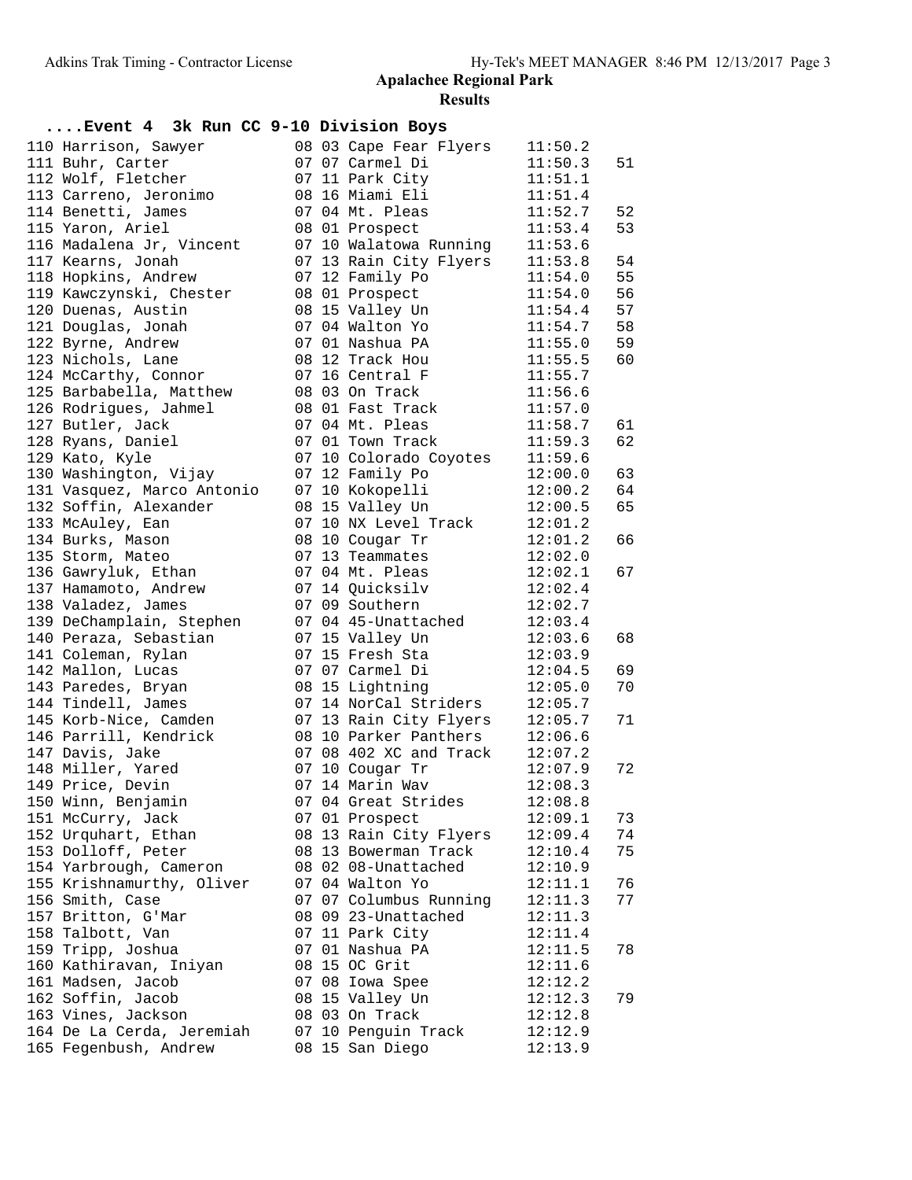## Apalachee Regional Park

### Results

**....Event 4 3k Run CC 9-10 Division Boys**

| Place | Name | Age | Grade | Team | Time | Points |
|---|---|---|---|---|---|---|
| 110 | Harrison, Sawyer | 08 | 03 | Cape Fear Flyers | 11:50.2 | |
| 111 | Buhr, Carter | 07 | 07 | Carmel Di | 11:50.3 | 51 |
| 112 | Wolf, Fletcher | 07 | 11 | Park City | 11:51.1 | |
| 113 | Carreno, Jeronimo | 08 | 16 | Miami Eli | 11:51.4 | |
| 114 | Benetti, James | 07 | 04 | Mt. Pleas | 11:52.7 | 52 |
| 115 | Yaron, Ariel | 08 | 01 | Prospect | 11:53.4 | 53 |
| 116 | Madalena Jr, Vincent | 07 | 10 | Walatowa Running | 11:53.6 | |
| 117 | Kearns, Jonah | 07 | 13 | Rain City Flyers | 11:53.8 | 54 |
| 118 | Hopkins, Andrew | 07 | 12 | Family Po | 11:54.0 | 55 |
| 119 | Kawczynski, Chester | 08 | 01 | Prospect | 11:54.0 | 56 |
| 120 | Duenas, Austin | 08 | 15 | Valley Un | 11:54.4 | 57 |
| 121 | Douglas, Jonah | 07 | 04 | Walton Yo | 11:54.7 | 58 |
| 122 | Byrne, Andrew | 07 | 01 | Nashua PA | 11:55.0 | 59 |
| 123 | Nichols, Lane | 08 | 12 | Track Hou | 11:55.5 | 60 |
| 124 | McCarthy, Connor | 07 | 16 | Central F | 11:55.7 | |
| 125 | Barbabella, Matthew | 08 | 03 | On Track | 11:56.6 | |
| 126 | Rodrigues, Jahmel | 08 | 01 | Fast Track | 11:57.0 | |
| 127 | Butler, Jack | 07 | 04 | Mt. Pleas | 11:58.7 | 61 |
| 128 | Ryans, Daniel | 07 | 01 | Town Track | 11:59.3 | 62 |
| 129 | Kato, Kyle | 07 | 10 | Colorado Coyotes | 11:59.6 | |
| 130 | Washington, Vijay | 07 | 12 | Family Po | 12:00.0 | 63 |
| 131 | Vasquez, Marco Antonio | 07 | 10 | Kokopelli | 12:00.2 | 64 |
| 132 | Soffin, Alexander | 08 | 15 | Valley Un | 12:00.5 | 65 |
| 133 | McAuley, Ean | 07 | 10 | NX Level Track | 12:01.2 | |
| 134 | Burks, Mason | 08 | 10 | Cougar Tr | 12:01.2 | 66 |
| 135 | Storm, Mateo | 07 | 13 | Teammates | 12:02.0 | |
| 136 | Gawryluk, Ethan | 07 | 04 | Mt. Pleas | 12:02.1 | 67 |
| 137 | Hamamoto, Andrew | 07 | 14 | Quicksilv | 12:02.4 | |
| 138 | Valadez, James | 07 | 09 | Southern | 12:02.7 | |
| 139 | DeChamplain, Stephen | 07 | 04 | 45-Unattached | 12:03.4 | |
| 140 | Peraza, Sebastian | 07 | 15 | Valley Un | 12:03.6 | 68 |
| 141 | Coleman, Rylan | 07 | 15 | Fresh Sta | 12:03.9 | |
| 142 | Mallon, Lucas | 07 | 07 | Carmel Di | 12:04.5 | 69 |
| 143 | Paredes, Bryan | 08 | 15 | Lightning | 12:05.0 | 70 |
| 144 | Tindell, James | 07 | 14 | NorCal Striders | 12:05.7 | |
| 145 | Korb-Nice, Camden | 07 | 13 | Rain City Flyers | 12:05.7 | 71 |
| 146 | Parrill, Kendrick | 08 | 10 | Parker Panthers | 12:06.6 | |
| 147 | Davis, Jake | 07 | 08 | 402 XC and Track | 12:07.2 | |
| 148 | Miller, Yared | 07 | 10 | Cougar Tr | 12:07.9 | 72 |
| 149 | Price, Devin | 07 | 14 | Marin Wav | 12:08.3 | |
| 150 | Winn, Benjamin | 07 | 04 | Great Strides | 12:08.8 | |
| 151 | McCurry, Jack | 07 | 01 | Prospect | 12:09.1 | 73 |
| 152 | Urquhart, Ethan | 08 | 13 | Rain City Flyers | 12:09.4 | 74 |
| 153 | Dolloff, Peter | 08 | 13 | Bowerman Track | 12:10.4 | 75 |
| 154 | Yarbrough, Cameron | 08 | 02 | 08-Unattached | 12:10.9 | |
| 155 | Krishnamurthy, Oliver | 07 | 04 | Walton Yo | 12:11.1 | 76 |
| 156 | Smith, Case | 07 | 07 | Columbus Running | 12:11.3 | 77 |
| 157 | Britton, G'Mar | 08 | 09 | 23-Unattached | 12:11.3 | |
| 158 | Talbott, Van | 07 | 11 | Park City | 12:11.4 | |
| 159 | Tripp, Joshua | 07 | 01 | Nashua PA | 12:11.5 | 78 |
| 160 | Kathiravan, Iniyan | 08 | 15 | OC Grit | 12:11.6 | |
| 161 | Madsen, Jacob | 07 | 08 | Iowa Spee | 12:12.2 | |
| 162 | Soffin, Jacob | 08 | 15 | Valley Un | 12:12.3 | 79 |
| 163 | Vines, Jackson | 08 | 03 | On Track | 12:12.8 | |
| 164 | De La Cerda, Jeremiah | 07 | 10 | Penguin Track | 12:12.9 | |
| 165 | Fegenbush, Andrew | 08 | 15 | San Diego | 12:13.9 | |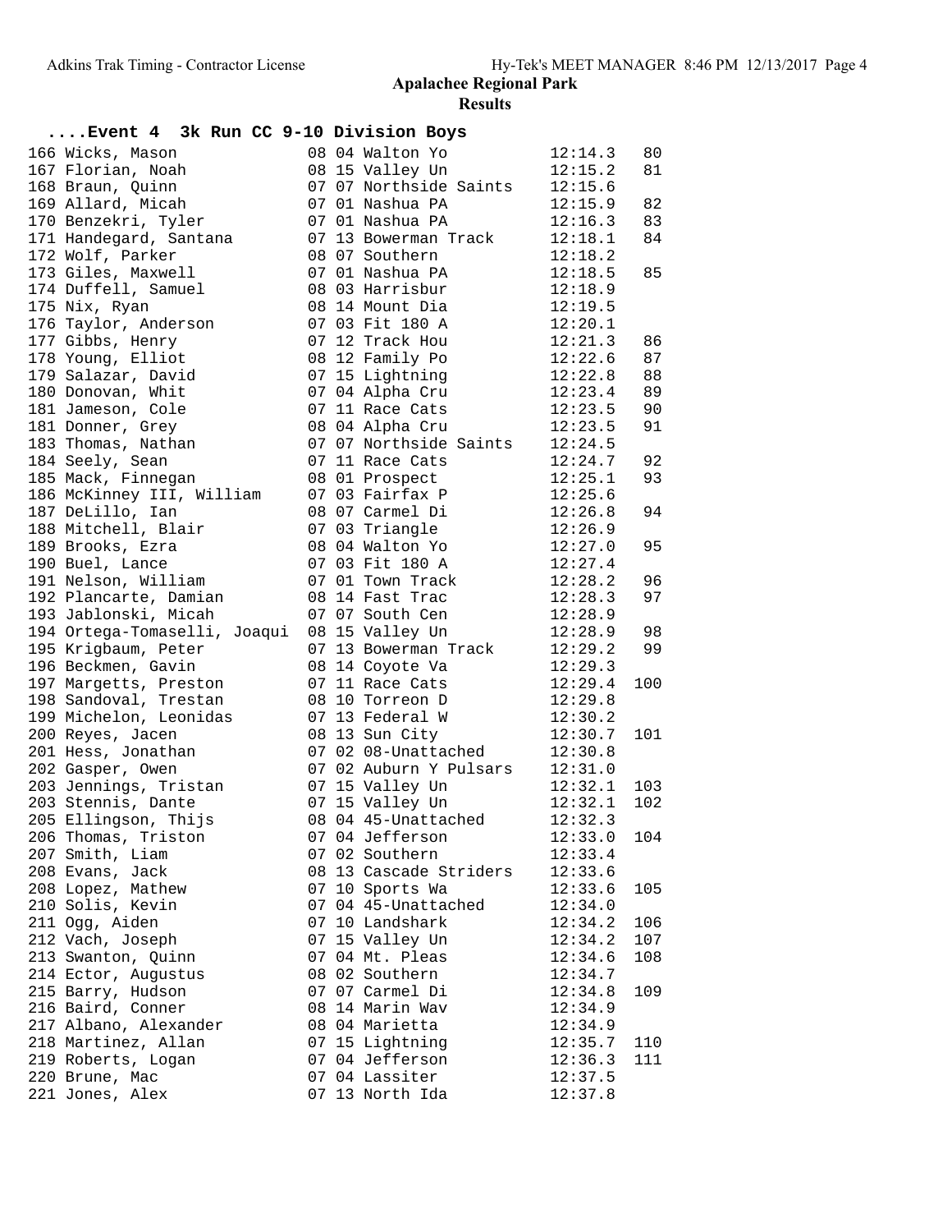# Apalachee Regional Park

## Results

### ....Event 4 3k Run CC 9-10 Division Boys

| Place | Name | Grade | Age | Team | Time | Points |
|---|---|---|---|---|---|---|
| 166 | Wicks, Mason | 08 | 04 | Walton Yo | 12:14.3 | 80 |
| 167 | Florian, Noah | 08 | 15 | Valley Un | 12:15.2 | 81 |
| 168 | Braun, Quinn | 07 | 07 | Northside Saints | 12:15.6 | |
| 169 | Allard, Micah | 07 | 01 | Nashua PA | 12:15.9 | 82 |
| 170 | Benzekri, Tyler | 07 | 01 | Nashua PA | 12:16.3 | 83 |
| 171 | Handegard, Santana | 07 | 13 | Bowerman Track | 12:18.1 | 84 |
| 172 | Wolf, Parker | 08 | 07 | Southern | 12:18.2 | |
| 173 | Giles, Maxwell | 07 | 01 | Nashua PA | 12:18.5 | 85 |
| 174 | Duffell, Samuel | 08 | 03 | Harrisbur | 12:18.9 | |
| 175 | Nix, Ryan | 08 | 14 | Mount Dia | 12:19.5 | |
| 176 | Taylor, Anderson | 07 | 03 | Fit 180 A | 12:20.1 | |
| 177 | Gibbs, Henry | 07 | 12 | Track Hou | 12:21.3 | 86 |
| 178 | Young, Elliot | 08 | 12 | Family Po | 12:22.6 | 87 |
| 179 | Salazar, David | 07 | 15 | Lightning | 12:22.8 | 88 |
| 180 | Donovan, Whit | 07 | 04 | Alpha Cru | 12:23.4 | 89 |
| 181 | Jameson, Cole | 07 | 11 | Race Cats | 12:23.5 | 90 |
| 181 | Donner, Grey | 08 | 04 | Alpha Cru | 12:23.5 | 91 |
| 183 | Thomas, Nathan | 07 | 07 | Northside Saints | 12:24.5 | |
| 184 | Seely, Sean | 07 | 11 | Race Cats | 12:24.7 | 92 |
| 185 | Mack, Finnegan | 08 | 01 | Prospect | 12:25.1 | 93 |
| 186 | McKinney III, William | 07 | 03 | Fairfax P | 12:25.6 | |
| 187 | DeLillo, Ian | 08 | 07 | Carmel Di | 12:26.8 | 94 |
| 188 | Mitchell, Blair | 07 | 03 | Triangle | 12:26.9 | |
| 189 | Brooks, Ezra | 08 | 04 | Walton Yo | 12:27.0 | 95 |
| 190 | Buel, Lance | 07 | 03 | Fit 180 A | 12:27.4 | |
| 191 | Nelson, William | 07 | 01 | Town Track | 12:28.2 | 96 |
| 192 | Plancarte, Damian | 08 | 14 | Fast Trac | 12:28.3 | 97 |
| 193 | Jablonski, Micah | 07 | 07 | South Cen | 12:28.9 | |
| 194 | Ortega-Tomaselli, Joaqui | 08 | 15 | Valley Un | 12:28.9 | 98 |
| 195 | Krigbaum, Peter | 07 | 13 | Bowerman Track | 12:29.2 | 99 |
| 196 | Beckmen, Gavin | 08 | 14 | Coyote Va | 12:29.3 | |
| 197 | Margetts, Preston | 07 | 11 | Race Cats | 12:29.4 | 100 |
| 198 | Sandoval, Trestan | 08 | 10 | Torreon D | 12:29.8 | |
| 199 | Michelon, Leonidas | 07 | 13 | Federal W | 12:30.2 | |
| 200 | Reyes, Jacen | 08 | 13 | Sun City | 12:30.7 | 101 |
| 201 | Hess, Jonathan | 07 | 02 | 08-Unattached | 12:30.8 | |
| 202 | Gasper, Owen | 07 | 02 | Auburn Y Pulsars | 12:31.0 | |
| 203 | Jennings, Tristan | 07 | 15 | Valley Un | 12:32.1 | 103 |
| 203 | Stennis, Dante | 07 | 15 | Valley Un | 12:32.1 | 102 |
| 205 | Ellingson, Thijs | 08 | 04 | 45-Unattached | 12:32.3 | |
| 206 | Thomas, Triston | 07 | 04 | Jefferson | 12:33.0 | 104 |
| 207 | Smith, Liam | 07 | 02 | Southern | 12:33.4 | |
| 208 | Evans, Jack | 08 | 13 | Cascade Striders | 12:33.6 | |
| 208 | Lopez, Mathew | 07 | 10 | Sports Wa | 12:33.6 | 105 |
| 210 | Solis, Kevin | 07 | 04 | 45-Unattached | 12:34.0 | |
| 211 | Ogg, Aiden | 07 | 10 | Landshark | 12:34.2 | 106 |
| 212 | Vach, Joseph | 07 | 15 | Valley Un | 12:34.2 | 107 |
| 213 | Swanton, Quinn | 07 | 04 | Mt. Pleas | 12:34.6 | 108 |
| 214 | Ector, Augustus | 08 | 02 | Southern | 12:34.7 | |
| 215 | Barry, Hudson | 07 | 07 | Carmel Di | 12:34.8 | 109 |
| 216 | Baird, Conner | 08 | 14 | Marin Wav | 12:34.9 | |
| 217 | Albano, Alexander | 08 | 04 | Marietta | 12:34.9 | |
| 218 | Martinez, Allan | 07 | 15 | Lightning | 12:35.7 | 110 |
| 219 | Roberts, Logan | 07 | 04 | Jefferson | 12:36.3 | 111 |
| 220 | Brune, Mac | 07 | 04 | Lassiter | 12:37.5 | |
| 221 | Jones, Alex | 07 | 13 | North Ida | 12:37.8 | |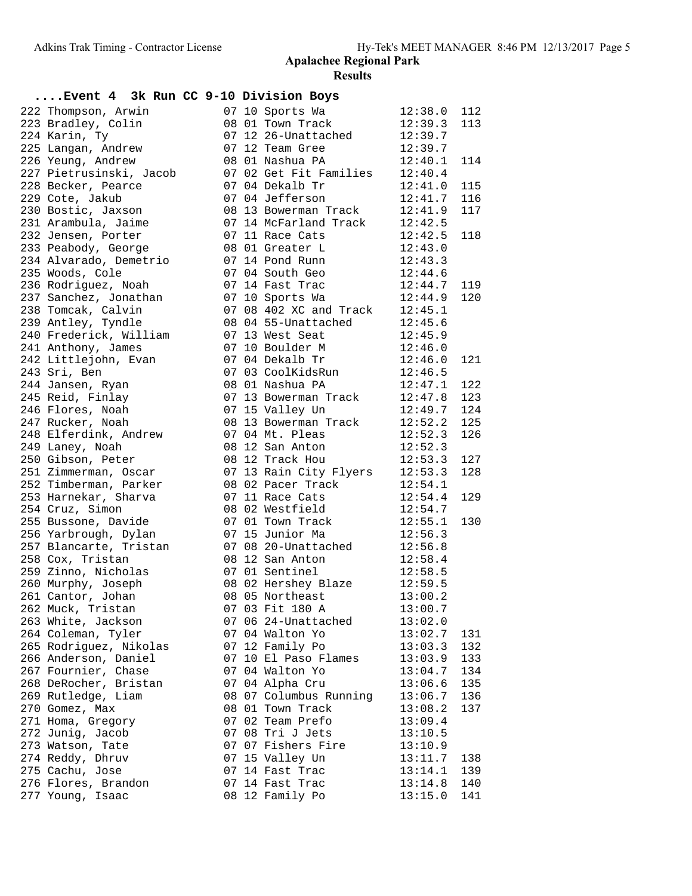**Apalachee Regional Park**

**Results**

## ....Event 4 3k Run CC 9-10 Division Boys

| Place | Name | Age | Grade | Team | Time | Points |
|---|---|---|---|---|---|---|
| 222 | Thompson, Arwin | 07 | 10 | Sports Wa | 12:38.0 | 112 |
| 223 | Bradley, Colin | 08 | 01 | Town Track | 12:39.3 | 113 |
| 224 | Karin, Ty | 07 | 12 | 26-Unattached | 12:39.7 | |
| 225 | Langan, Andrew | 07 | 12 | Team Gree | 12:39.7 | |
| 226 | Yeung, Andrew | 08 | 01 | Nashua PA | 12:40.1 | 114 |
| 227 | Pietrusinski, Jacob | 07 | 02 | Get Fit Families | 12:40.4 | |
| 228 | Becker, Pearce | 07 | 04 | Dekalb Tr | 12:41.0 | 115 |
| 229 | Cote, Jakub | 07 | 04 | Jefferson | 12:41.7 | 116 |
| 230 | Bostic, Jaxson | 08 | 13 | Bowerman Track | 12:41.9 | 117 |
| 231 | Arambula, Jaime | 07 | 14 | McFarland Track | 12:42.5 | |
| 232 | Jensen, Porter | 07 | 11 | Race Cats | 12:42.5 | 118 |
| 233 | Peabody, George | 08 | 01 | Greater L | 12:43.0 | |
| 234 | Alvarado, Demetrio | 07 | 14 | Pond Runn | 12:43.3 | |
| 235 | Woods, Cole | 07 | 04 | South Geo | 12:44.6 | |
| 236 | Rodriguez, Noah | 07 | 14 | Fast Trac | 12:44.7 | 119 |
| 237 | Sanchez, Jonathan | 07 | 10 | Sports Wa | 12:44.9 | 120 |
| 238 | Tomcak, Calvin | 07 | 08 | 402 XC and Track | 12:45.1 | |
| 239 | Antley, Tyndle | 08 | 04 | 55-Unattached | 12:45.6 | |
| 240 | Frederick, William | 07 | 13 | West Seat | 12:45.9 | |
| 241 | Anthony, James | 07 | 10 | Boulder M | 12:46.0 | |
| 242 | Littlejohn, Evan | 07 | 04 | Dekalb Tr | 12:46.0 | 121 |
| 243 | Sri, Ben | 07 | 03 | CoolKidsRun | 12:46.5 | |
| 244 | Jansen, Ryan | 08 | 01 | Nashua PA | 12:47.1 | 122 |
| 245 | Reid, Finlay | 07 | 13 | Bowerman Track | 12:47.8 | 123 |
| 246 | Flores, Noah | 07 | 15 | Valley Un | 12:49.7 | 124 |
| 247 | Rucker, Noah | 08 | 13 | Bowerman Track | 12:52.2 | 125 |
| 248 | Elferdink, Andrew | 07 | 04 | Mt. Pleas | 12:52.3 | 126 |
| 249 | Laney, Noah | 08 | 12 | San Anton | 12:52.3 | |
| 250 | Gibson, Peter | 08 | 12 | Track Hou | 12:53.3 | 127 |
| 251 | Zimmerman, Oscar | 07 | 13 | Rain City Flyers | 12:53.3 | 128 |
| 252 | Timberman, Parker | 08 | 02 | Pacer Track | 12:54.1 | |
| 253 | Harnekar, Sharva | 07 | 11 | Race Cats | 12:54.4 | 129 |
| 254 | Cruz, Simon | 08 | 02 | Westfield | 12:54.7 | |
| 255 | Bussone, Davide | 07 | 01 | Town Track | 12:55.1 | 130 |
| 256 | Yarbrough, Dylan | 07 | 15 | Junior Ma | 12:56.3 | |
| 257 | Blancarte, Tristan | 07 | 08 | 20-Unattached | 12:56.8 | |
| 258 | Cox, Tristan | 08 | 12 | San Anton | 12:58.4 | |
| 259 | Zinno, Nicholas | 07 | 01 | Sentinel | 12:58.5 | |
| 260 | Murphy, Joseph | 08 | 02 | Hershey Blaze | 12:59.5 | |
| 261 | Cantor, Johan | 08 | 05 | Northeast | 13:00.2 | |
| 262 | Muck, Tristan | 07 | 03 | Fit 180 A | 13:00.7 | |
| 263 | White, Jackson | 07 | 06 | 24-Unattached | 13:02.0 | |
| 264 | Coleman, Tyler | 07 | 04 | Walton Yo | 13:02.7 | 131 |
| 265 | Rodriguez, Nikolas | 07 | 12 | Family Po | 13:03.3 | 132 |
| 266 | Anderson, Daniel | 07 | 10 | El Paso Flames | 13:03.9 | 133 |
| 267 | Fournier, Chase | 07 | 04 | Walton Yo | 13:04.7 | 134 |
| 268 | DeRocher, Bristan | 07 | 04 | Alpha Cru | 13:06.6 | 135 |
| 269 | Rutledge, Liam | 08 | 07 | Columbus Running | 13:06.7 | 136 |
| 270 | Gomez, Max | 08 | 01 | Town Track | 13:08.2 | 137 |
| 271 | Homa, Gregory | 07 | 02 | Team Prefo | 13:09.4 | |
| 272 | Junig, Jacob | 07 | 08 | Tri J Jets | 13:10.5 | |
| 273 | Watson, Tate | 07 | 07 | Fishers Fire | 13:10.9 | |
| 274 | Reddy, Dhruv | 07 | 15 | Valley Un | 13:11.7 | 138 |
| 275 | Cachu, Jose | 07 | 14 | Fast Trac | 13:14.1 | 139 |
| 276 | Flores, Brandon | 07 | 14 | Fast Trac | 13:14.8 | 140 |
| 277 | Young, Isaac | 08 | 12 | Family Po | 13:15.0 | 141 |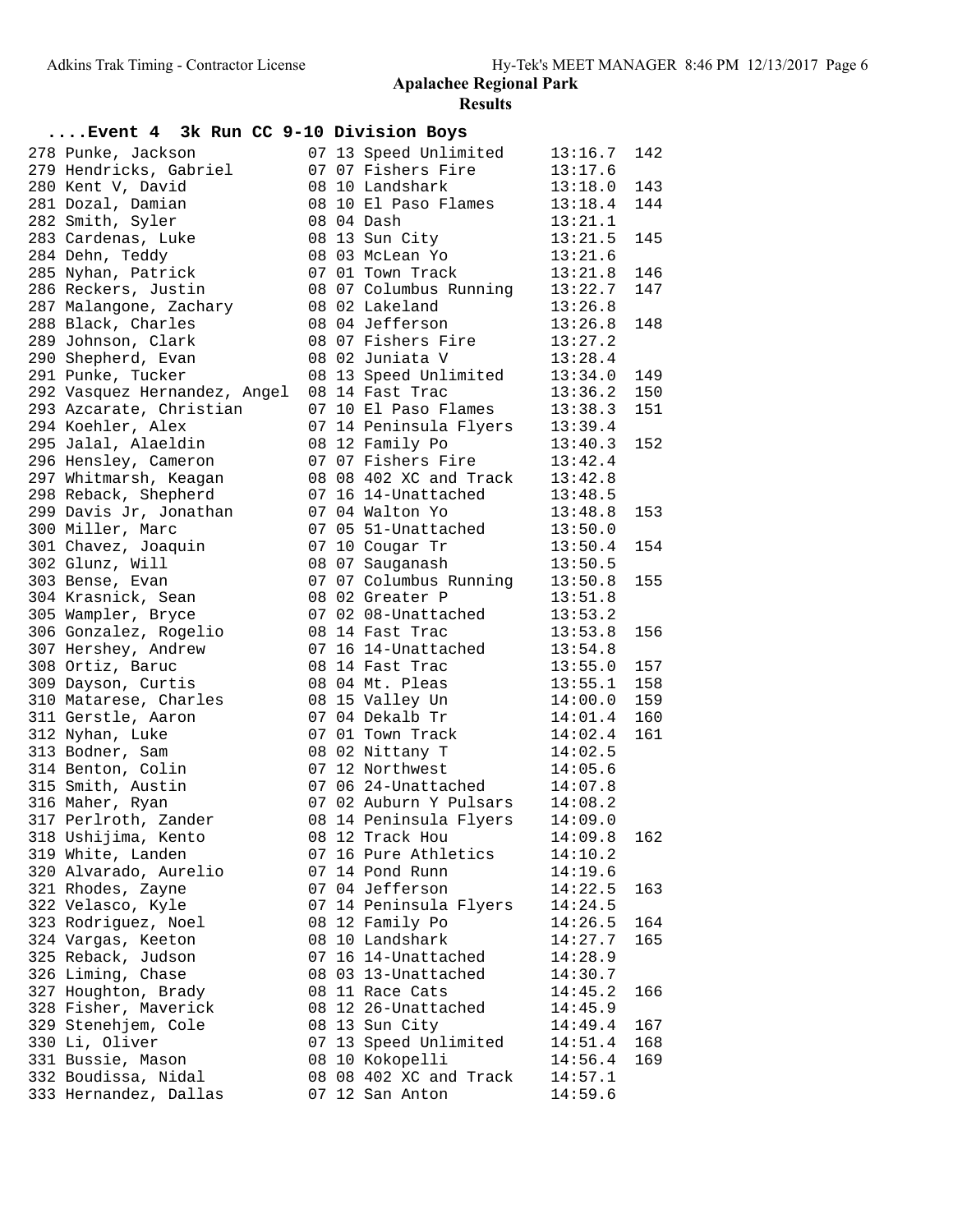## Apalachee Regional Park

### Results

### ....Event 4 3k Run CC 9-10 Division Boys

| Place | Name | Age | Grade | Team | Time | Points |
|---|---|---|---|---|---|---|
| 278 | Punke, Jackson | 07 | 13 | Speed Unlimited | 13:16.7 | 142 |
| 279 | Hendricks, Gabriel | 07 | 07 | Fishers Fire | 13:17.6 | |
| 280 | Kent V, David | 08 | 10 | Landshark | 13:18.0 | 143 |
| 281 | Dozal, Damian | 08 | 10 | El Paso Flames | 13:18.4 | 144 |
| 282 | Smith, Syler | 08 | 04 | Dash | 13:21.1 | |
| 283 | Cardenas, Luke | 08 | 13 | Sun City | 13:21.5 | 145 |
| 284 | Dehn, Teddy | 08 | 03 | McLean Yo | 13:21.6 | |
| 285 | Nyhan, Patrick | 07 | 01 | Town Track | 13:21.8 | 146 |
| 286 | Reckers, Justin | 08 | 07 | Columbus Running | 13:22.7 | 147 |
| 287 | Malangone, Zachary | 08 | 02 | Lakeland | 13:26.8 | |
| 288 | Black, Charles | 08 | 04 | Jefferson | 13:26.8 | 148 |
| 289 | Johnson, Clark | 08 | 07 | Fishers Fire | 13:27.2 | |
| 290 | Shepherd, Evan | 08 | 02 | Juniata V | 13:28.4 | |
| 291 | Punke, Tucker | 08 | 13 | Speed Unlimited | 13:34.0 | 149 |
| 292 | Vasquez Hernandez, Angel | 08 | 14 | Fast Trac | 13:36.2 | 150 |
| 293 | Azcarate, Christian | 07 | 10 | El Paso Flames | 13:38.3 | 151 |
| 294 | Koehler, Alex | 07 | 14 | Peninsula Flyers | 13:39.4 | |
| 295 | Jalal, Alaeldin | 08 | 12 | Family Po | 13:40.3 | 152 |
| 296 | Hensley, Cameron | 07 | 07 | Fishers Fire | 13:42.4 | |
| 297 | Whitmarsh, Keagan | 08 | 08 | 402 XC and Track | 13:42.8 | |
| 298 | Reback, Shepherd | 07 | 16 | 14-Unattached | 13:48.5 | |
| 299 | Davis Jr, Jonathan | 07 | 04 | Walton Yo | 13:48.8 | 153 |
| 300 | Miller, Marc | 07 | 05 | 51-Unattached | 13:50.0 | |
| 301 | Chavez, Joaquin | 07 | 10 | Cougar Tr | 13:50.4 | 154 |
| 302 | Glunz, Will | 08 | 07 | Sauganash | 13:50.5 | |
| 303 | Bense, Evan | 07 | 07 | Columbus Running | 13:50.8 | 155 |
| 304 | Krasnick, Sean | 08 | 02 | Greater P | 13:51.8 | |
| 305 | Wampler, Bryce | 07 | 02 | 08-Unattached | 13:53.2 | |
| 306 | Gonzalez, Rogelio | 08 | 14 | Fast Trac | 13:53.8 | 156 |
| 307 | Hershey, Andrew | 07 | 16 | 14-Unattached | 13:54.8 | |
| 308 | Ortiz, Baruc | 08 | 14 | Fast Trac | 13:55.0 | 157 |
| 309 | Dayson, Curtis | 08 | 04 | Mt. Pleas | 13:55.1 | 158 |
| 310 | Matarese, Charles | 08 | 15 | Valley Un | 14:00.0 | 159 |
| 311 | Gerstle, Aaron | 07 | 04 | Dekalb Tr | 14:01.4 | 160 |
| 312 | Nyhan, Luke | 07 | 01 | Town Track | 14:02.4 | 161 |
| 313 | Bodner, Sam | 08 | 02 | Nittany T | 14:02.5 | |
| 314 | Benton, Colin | 07 | 12 | Northwest | 14:05.6 | |
| 315 | Smith, Austin | 07 | 06 | 24-Unattached | 14:07.8 | |
| 316 | Maher, Ryan | 07 | 02 | Auburn Y Pulsars | 14:08.2 | |
| 317 | Perlroth, Zander | 08 | 14 | Peninsula Flyers | 14:09.0 | |
| 318 | Ushijima, Kento | 08 | 12 | Track Hou | 14:09.8 | 162 |
| 319 | White, Landen | 07 | 16 | Pure Athletics | 14:10.2 | |
| 320 | Alvarado, Aurelio | 07 | 14 | Pond Runn | 14:19.6 | |
| 321 | Rhodes, Zayne | 07 | 04 | Jefferson | 14:22.5 | 163 |
| 322 | Velasco, Kyle | 07 | 14 | Peninsula Flyers | 14:24.5 | |
| 323 | Rodriguez, Noel | 08 | 12 | Family Po | 14:26.5 | 164 |
| 324 | Vargas, Keeton | 08 | 10 | Landshark | 14:27.7 | 165 |
| 325 | Reback, Judson | 07 | 16 | 14-Unattached | 14:28.9 | |
| 326 | Liming, Chase | 08 | 03 | 13-Unattached | 14:30.7 | |
| 327 | Houghton, Brady | 08 | 11 | Race Cats | 14:45.2 | 166 |
| 328 | Fisher, Maverick | 08 | 12 | 26-Unattached | 14:45.9 | |
| 329 | Stenehjem, Cole | 08 | 13 | Sun City | 14:49.4 | 167 |
| 330 | Li, Oliver | 07 | 13 | Speed Unlimited | 14:51.4 | 168 |
| 331 | Bussie, Mason | 08 | 10 | Kokopelli | 14:56.4 | 169 |
| 332 | Boudissa, Nidal | 08 | 08 | 402 XC and Track | 14:57.1 | |
| 333 | Hernandez, Dallas | 07 | 12 | San Anton | 14:59.6 | |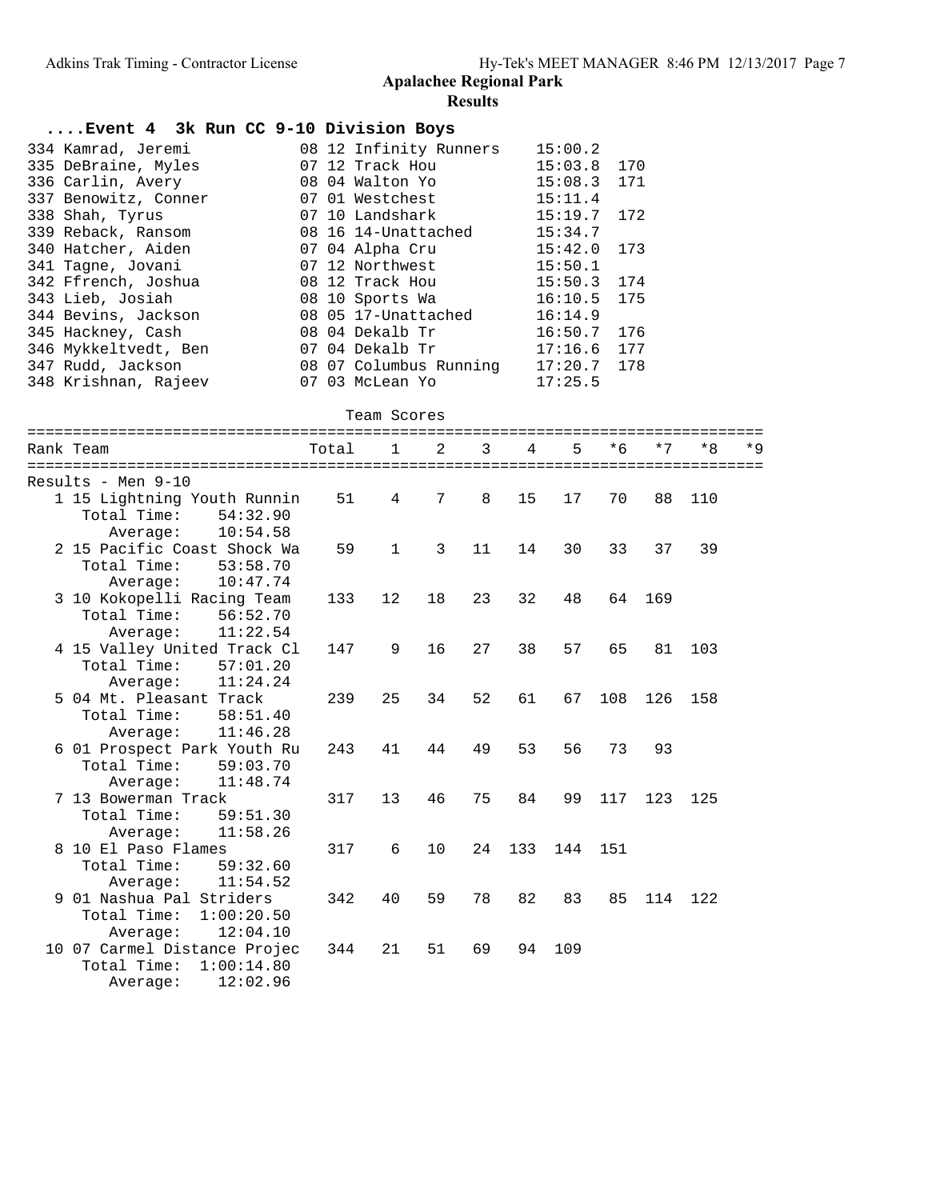## Apalachee Regional Park

### Results

#### ....Event 4 3k Run CC 9-10 Division Boys

| Place | Name | Age | Team | Time | Points |
|---|---|---|---|---|---|
| 334 | Kamrad, Jeremi | 08 | 12 Infinity Runners | 15:00.2 | |
| 335 | DeBraine, Myles | 07 | 12 Track Hou | 15:03.8 | 170 |
| 336 | Carlin, Avery | 08 | 04 Walton Yo | 15:08.3 | 171 |
| 337 | Benowitz, Conner | 07 | 01 Westchest | 15:11.4 | |
| 338 | Shah, Tyrus | 07 | 10 Landshark | 15:19.7 | 172 |
| 339 | Reback, Ransom | 08 | 16 14-Unattached | 15:34.7 | |
| 340 | Hatcher, Aiden | 07 | 04 Alpha Cru | 15:42.0 | 173 |
| 341 | Tagne, Jovani | 07 | 12 Northwest | 15:50.1 | |
| 342 | Ffrench, Joshua | 08 | 12 Track Hou | 15:50.3 | 174 |
| 343 | Lieb, Josiah | 08 | 10 Sports Wa | 16:10.5 | 175 |
| 344 | Bevins, Jackson | 08 | 05 17-Unattached | 16:14.9 | |
| 345 | Hackney, Cash | 08 | 04 Dekalb Tr | 16:50.7 | 176 |
| 346 | Mykkeltvedt, Ben | 07 | 04 Dekalb Tr | 17:16.6 | 177 |
| 347 | Rudd, Jackson | 08 | 07 Columbus Running | 17:20.7 | 178 |
| 348 | Krishnan, Rajeev | 07 | 03 McLean Yo | 17:25.5 | |

Team Scores

Results - Men 9-10

| Rank | Team | Total | 1 | 2 | 3 | 4 | 5 | *6 | *7 | *8 | *9 |
|---|---|---|---|---|---|---|---|---|---|---|---|
| 1 | 15 Lightning Youth Runnin | 51 | 4 | 7 | 8 | 15 | 17 | 70 | 88 | 110 | |
| | Total Time: 54:32.90 | | | | | | | | | | |
| | Average: 10:54.58 | | | | | | | | | | |
| 2 | 15 Pacific Coast Shock Wa | 59 | 1 | 3 | 11 | 14 | 30 | 33 | 37 | 39 | |
| | Total Time: 53:58.70 | | | | | | | | | | |
| | Average: 10:47.74 | | | | | | | | | | |
| 3 | 10 Kokopelli Racing Team | 133 | 12 | 18 | 23 | 32 | 48 | 64 | 169 | | |
| | Total Time: 56:52.70 | | | | | | | | | | |
| | Average: 11:22.54 | | | | | | | | | | |
| 4 | 15 Valley United Track Cl | 147 | 9 | 16 | 27 | 38 | 57 | 65 | 81 | 103 | |
| | Total Time: 57:01.20 | | | | | | | | | | |
| | Average: 11:24.24 | | | | | | | | | | |
| 5 | 04 Mt. Pleasant Track | 239 | 25 | 34 | 52 | 61 | 67 | 108 | 126 | 158 | |
| | Total Time: 58:51.40 | | | | | | | | | | |
| | Average: 11:46.28 | | | | | | | | | | |
| 6 | 01 Prospect Park Youth Ru | 243 | 41 | 44 | 49 | 53 | 56 | 73 | 93 | | |
| | Total Time: 59:03.70 | | | | | | | | | | |
| | Average: 11:48.74 | | | | | | | | | | |
| 7 | 13 Bowerman Track | 317 | 13 | 46 | 75 | 84 | 99 | 117 | 123 | 125 | |
| | Total Time: 59:51.30 | | | | | | | | | | |
| | Average: 11:58.26 | | | | | | | | | | |
| 8 | 10 El Paso Flames | 317 | 6 | 10 | 24 | 133 | 144 | 151 | | | |
| | Total Time: 59:32.60 | | | | | | | | | | |
| | Average: 11:54.52 | | | | | | | | | | |
| 9 | 01 Nashua Pal Striders | 342 | 40 | 59 | 78 | 82 | 83 | 85 | 114 | 122 | |
| | Total Time: 1:00:20.50 | | | | | | | | | | |
| | Average: 12:04.10 | | | | | | | | | | |
| 10 | 07 Carmel Distance Projec | 344 | 21 | 51 | 69 | 94 | 109 | | | | |
| | Total Time: 1:00:14.80 | | | | | | | | | | |
| | Average: 12:02.96 | | | | | | | | | | |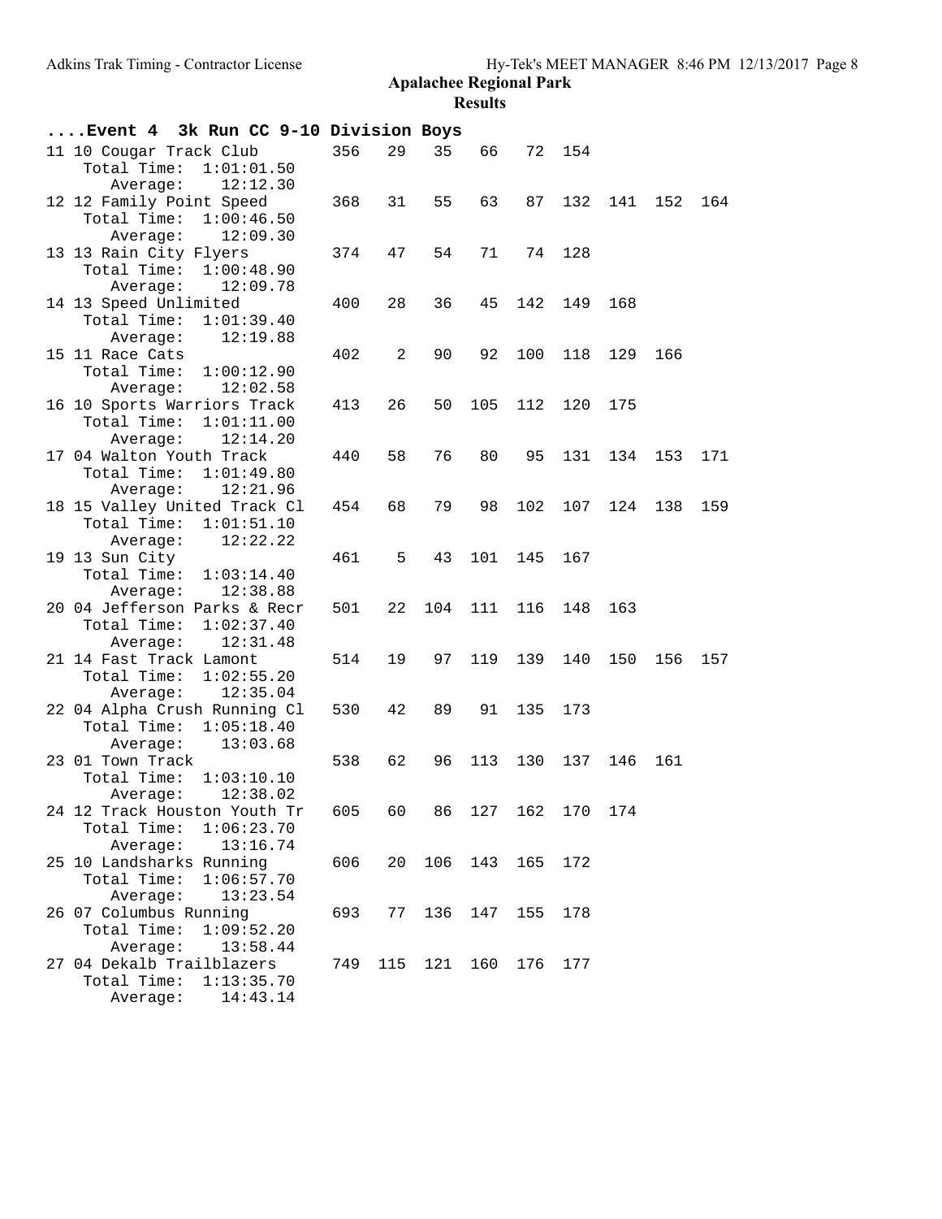## Apalachee Regional Park

### Results

**....Event 4 3k Run CC 9-10 Division Boys**

| | | | | | | | | | | |
|---|---|---|---|---|---|---|---|---|---|---|
| 11 10 Cougar Track Club | 356 | 29 | 35 | 66 | 72 | 154 | | | | |
| Total Time: 1:01:01.50 | | | | | | | | | | |
| Average: 12:12.30 | | | | | | | | | | |
| 12 12 Family Point Speed | 368 | 31 | 55 | 63 | 87 | 132 | 141 | 152 | 164 | |
| Total Time: 1:00:46.50 | | | | | | | | | | |
| Average: 12:09.30 | | | | | | | | | | |
| 13 13 Rain City Flyers | 374 | 47 | 54 | 71 | 74 | 128 | | | | |
| Total Time: 1:00:48.90 | | | | | | | | | | |
| Average: 12:09.78 | | | | | | | | | | |
| 14 13 Speed Unlimited | 400 | 28 | 36 | 45 | 142 | 149 | 168 | | | |
| Total Time: 1:01:39.40 | | | | | | | | | | |
| Average: 12:19.88 | | | | | | | | | | |
| 15 11 Race Cats | 402 | 2 | 90 | 92 | 100 | 118 | 129 | 166 | | |
| Total Time: 1:00:12.90 | | | | | | | | | | |
| Average: 12:02.58 | | | | | | | | | | |
| 16 10 Sports Warriors Track | 413 | 26 | 50 | 105 | 112 | 120 | 175 | | | |
| Total Time: 1:01:11.00 | | | | | | | | | | |
| Average: 12:14.20 | | | | | | | | | | |
| 17 04 Walton Youth Track | 440 | 58 | 76 | 80 | 95 | 131 | 134 | 153 | 171 | |
| Total Time: 1:01:49.80 | | | | | | | | | | |
| Average: 12:21.96 | | | | | | | | | | |
| 18 15 Valley United Track Cl | 454 | 68 | 79 | 98 | 102 | 107 | 124 | 138 | 159 | |
| Total Time: 1:01:51.10 | | | | | | | | | | |
| Average: 12:22.22 | | | | | | | | | | |
| 19 13 Sun City | 461 | 5 | 43 | 101 | 145 | 167 | | | | |
| Total Time: 1:03:14.40 | | | | | | | | | | |
| Average: 12:38.88 | | | | | | | | | | |
| 20 04 Jefferson Parks & Recr | 501 | 22 | 104 | 111 | 116 | 148 | 163 | | | |
| Total Time: 1:02:37.40 | | | | | | | | | | |
| Average: 12:31.48 | | | | | | | | | | |
| 21 14 Fast Track Lamont | 514 | 19 | 97 | 119 | 139 | 140 | 150 | 156 | 157 | |
| Total Time: 1:02:55.20 | | | | | | | | | | |
| Average: 12:35.04 | | | | | | | | | | |
| 22 04 Alpha Crush Running Cl | 530 | 42 | 89 | 91 | 135 | 173 | | | | |
| Total Time: 1:05:18.40 | | | | | | | | | | |
| Average: 13:03.68 | | | | | | | | | | |
| 23 01 Town Track | 538 | 62 | 96 | 113 | 130 | 137 | 146 | 161 | | |
| Total Time: 1:03:10.10 | | | | | | | | | | |
| Average: 12:38.02 | | | | | | | | | | |
| 24 12 Track Houston Youth Tr | 605 | 60 | 86 | 127 | 162 | 170 | 174 | | | |
| Total Time: 1:06:23.70 | | | | | | | | | | |
| Average: 13:16.74 | | | | | | | | | | |
| 25 10 Landsharks Running | 606 | 20 | 106 | 143 | 165 | 172 | | | | |
| Total Time: 1:06:57.70 | | | | | | | | | | |
| Average: 13:23.54 | | | | | | | | | | |
| 26 07 Columbus Running | 693 | 77 | 136 | 147 | 155 | 178 | | | | |
| Total Time: 1:09:52.20 | | | | | | | | | | |
| Average: 13:58.44 | | | | | | | | | | |
| 27 04 Dekalb Trailblazers | 749 | 115 | 121 | 160 | 176 | 177 | | | | |
| Total Time: 1:13:35.70 | | | | | | | | | | |
| Average: 14:43.14 | | | | | | | | | | |